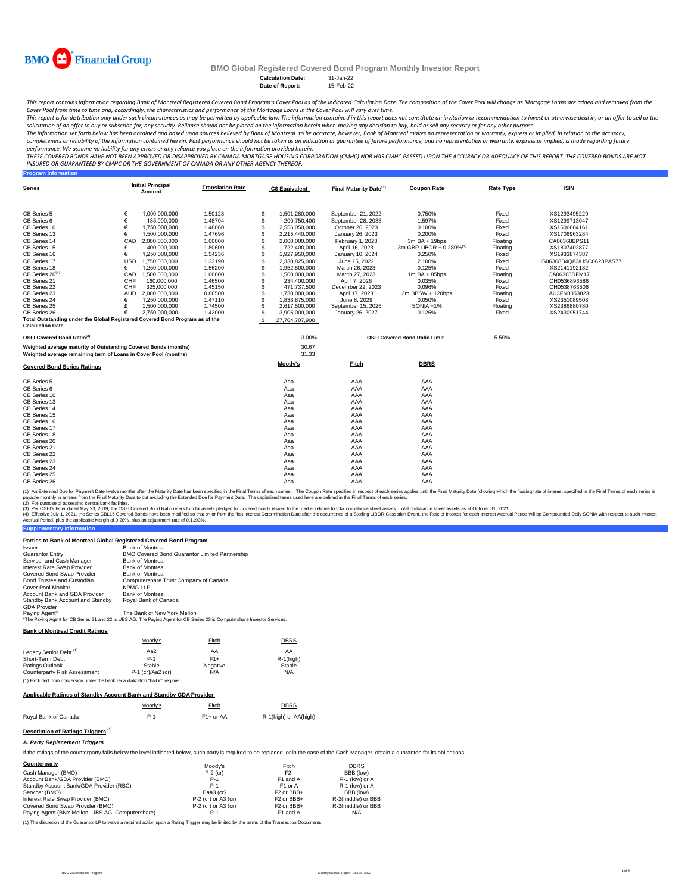BMO Financial Group

# BMO Global Registered Covered Bond Program Monthly Investor Report

**Calculation Date:** 31-Jan-22
**Date of Report:** 15-Feb-22

*This report contains information regarding Bank of Montreal Registered Covered Bond Program's Cover Pool as of the indicated Calculation Date. The composition of the Cover Pool will change as Mortgage Loans are added and removed from the Cover Pool from time to time and, accordingly, the characteristics and performance of the Mortgage Loans in the Cover Pool will vary over time.*

*This report is for distribution only under such circumstances as may be permitted by applicable law. The information contained in this report does not constitute an invitation or recommendation to invest or otherwise deal in, or an offer to sell or the solicitation of an offer to buy or subscribe for, any security. Reliance should not be placed on the information herein when making any decision to buy, hold or sell any security or for any other purpose.*

*The information set forth below has been obtained and based upon sources believed by Bank of Montreal to be accurate, however, Bank of Montreal makes no representation or warranty, express or implied, in relation to the accuracy, completeness or reliability of the information contained herein. Past performance should not be taken as an indication or guarantee of future performance, and no representation or warranty, express or implied, is made regarding future performance. We assume no liability for any errors or any reliance you place on the information provided herein.*

*THESE COVERED BONDS HAVE NOT BEEN APPROVED OR DISAPPROVED BY CANADA MORTGAGE HOUSING CORPORATION (CMHC) NOR HAS CMHC PASSED UPON THE ACCURACY OR ADEQUACY OF THIS REPORT. THE COVERED BONDS ARE NOT INSURED OR GUARANTEED BY CMHC OR THE GOVERNMENT OF CANADA OR ANY OTHER AGENCY THEREOF.*

## Program Information

| Series | Initial Principal Amount | | Translation Rate | C$ Equivalent | Final Maturity Date[1] | Coupon Rate | Rate Type | ISIN |
|---|---|---|---|---|---|---|---|---|
| CB Series 5 | € | 1,000,000,000 | 1.50128 | $ 1,501,280,000 | September 21, 2022 | 0.750% | Fixed | XS1293495229 |
| CB Series 6 | € | 135,000,000 | 1.48704 | $ 200,750,400 | September 28, 2035 | 1.597% | Fixed | XS1299713047 |
| CB Series 10 | € | 1,750,000,000 | 1.46060 | $ 2,556,050,000 | October 20, 2023 | 0.100% | Fixed | XS1506604161 |
| CB Series 13 | € | 1,500,000,000 | 1.47696 | $ 2,215,440,000 | January 26, 2023 | 0.200% | Fixed | XS1706963284 |
| CB Series 14 | CAD | 2,000,000,000 | 1.00000 | $ 2,000,000,000 | February 1, 2023 | 3m BA + 19bps | Floating | CA06368BPS11 |
| CB Series 15 | £ | 400,000,000 | 1.80600 | $ 722,400,000 | April 16, 2023 | 3m GBP LIBOR + 0.280%[4] | Floating | XS1807402877 |
| CB Series 16 | € | 1,250,000,000 | 1.54236 | $ 1,927,950,000 | January 10, 2024 | 0.250% | Fixed | XS1933874387 |
| CB Series 17 | USD | 1,750,000,000 | 1.33190 | $ 2,330,825,000 | June 15, 2022 | 2.100% | Fixed | US06368B4Q83/USC0623PAS77 |
| CB Series 18 | € | 1,250,000,000 | 1.56200 | $ 1,952,500,000 | March 26, 2023 | 0.125% | Fixed | XS2141192182 |
| CB Series 20[2] | CAD | 1,500,000,000 | 1.00000 | $ 1,500,000,000 | March 27, 2023 | 1m BA + 85bps | Floating | CA06368DFM17 |
| CB Series 21 | CHF | 160,000,000 | 1.46500 | $ 234,400,000 | April 7, 2026 | 0.035% | Fixed | CH0536893586 |
| CB Series 22 | CHF | 325,000,000 | 1.45150 | $ 471,737,500 | December 22, 2023 | 0.096% | Fixed | CH0538763506 |
| CB Series 23 | AUD | 2,000,000,000 | 0.86500 | $ 1,730,000,000 | April 17, 2023 | 3m BBSW + 120bps | Floating | AU3FN0053823 |
| CB Series 24 | € | 1,250,000,000 | 1.47110 | $ 1,838,875,000 | June 8, 2029 | 0.050% | Fixed | XS2351089508 |
| CB Series 25 | £ | 1,500,000,000 | 1.74500 | $ 2,617,500,000 | September 15, 2026 | SONIA +1% | Floating | XS2386880780 |
| CB Series 26 | € | 2,750,000,000 | 1.42000 | $ 3,905,000,000 | January 26, 2027 | 0.125% | Fixed | XS2430951744 |
| Total Outstanding under the Global Registered Covered Bond Program as of the Calculation Date | | | | $ 27,704,707,900 | | | | |

| | | | |
|---|---|---|---|
| OSFI Covered Bond Ratio[3] | 3.00% | OSFI Covered Bond Ratio Limit | 5.50% |
| Weighted average maturity of Outstanding Covered Bonds (months) | 30.67 | | |
| Weighted average remaining term of Loans in Cover Pool (months) | 31.33 | | |

### Covered Bond Series Ratings

| Covered Bond Series | Moody's | Fitch | DBRS |
|---|---|---|---|
| CB Series 5 | Aaa | AAA | AAA |
| CB Series 6 | Aaa | AAA | AAA |
| CB Series 10 | Aaa | AAA | AAA |
| CB Series 13 | Aaa | AAA | AAA |
| CB Series 14 | Aaa | AAA | AAA |
| CB Series 15 | Aaa | AAA | AAA |
| CB Series 16 | Aaa | AAA | AAA |
| CB Series 17 | Aaa | AAA | AAA |
| CB Series 18 | Aaa | AAA | AAA |
| CB Series 20 | Aaa | AAA | AAA |
| CB Series 21 | Aaa | AAA | AAA |
| CB Series 22 | Aaa | AAA | AAA |
| CB Series 23 | Aaa | AAA | AAA |
| CB Series 24 | Aaa | AAA | AAA |
| CB Series 25 | Aaa | AAA | AAA |
| CB Series 26 | Aaa | AAA | AAA |

(1) An Extended Due for Payment Date twelve months after the Maturity Date has been specified in the Final Terms of each series. The Coupon Rate specified in respect of each series applies until the Final Maturity Date following which the floating rate of interest specified in the Final Terms of each series is payable monthly in arrears from the Final Maturity Date to but excluding the Extended Due for Payment Date. The capitalized terms used here are defined in the Final Terms of each series.
(2) For purpose of accessing central bank facilities.
(3) Per OSFI's letter dated May 23, 2019, the OSFI Covered Bond Ratio refers to total assets pledged for covered bonds issued to the market relative to total on-balance sheet assets. Total on-balance sheet assets as at October 31, 2021.
(4) Effective July 1, 2021, the Series CBL15 Covered Bonds have been modified so that on or from the first Interest Determination Date after the occurrence of a Sterling LIBOR Cessation Event, the Rate of Interest for each Interest Accrual Period will be Compounded Daily SONIA with respect to such Interest Accrual Period, plus the applicable Margin of 0.28%, plus an adjustment rate of 0.1193%.

## Supplementary Information

### Parties to Bank of Montreal Global Registered Covered Bond Program

| | |
|---|---|
| Issuer | Bank of Montreal |
| Guarantor Entity | BMO Covered Bond Guarantor Limited Partnership |
| Servicer and Cash Manager | Bank of Montreal |
| Interest Rate Swap Provider | Bank of Montreal |
| Covered Bond Swap Provider | Bank of Montreal |
| Bond Trustee and Custodian | Computershare Trust Company of Canada |
| Cover Pool Monitor | KPMG LLP |
| Account Bank and GDA Provider | Bank of Montreal |
| Standby Bank Account and Standby GDA Provider | Royal Bank of Canada |
| Paying Agent* | The Bank of New York Mellon |

*The Paying Agent for CB Series 21 and 22 is UBS AG. The Paying Agent for CB Series 23 is Computershare Investor Services.

### Bank of Montreal Credit Ratings

| | Moody's | Fitch | DBRS |
|---|---|---|---|
| Legacy Senior Debt[1] | Aa2 | AA | AA |
| Short-Term Debt | P-1 | F1+ | R-1(high) |
| Ratings Outlook | Stable | Negative | Stable |
| Counterparty Risk Assessment | P-1 (cr)/Aa2 (cr) | N/A | N/A |

(1) Excluded from conversion under the bank recapitalization "bail in" regime.

### Applicable Ratings of Standby Account Bank and Standby GDA Provider

| | Moody's | Fitch | DBRS |
|---|---|---|---|
| Royal Bank of Canada | P-1 | F1+ or AA | R-1(high) or AA(high) |

### Description of Ratings Triggers[1]

*A. Party Replacement Triggers*

If the ratings of the counterparty falls below the level indicated below, such party is required to be replaced, or in the case of the Cash Manager, obtain a guarantee for its obligations.

| Counterparty | Moody's | Fitch | DBRS |
|---|---|---|---|
| Cash Manager (BMO) | P-2 (cr) | F2 | BBB (low) |
| Account Bank/GDA Provider (BMO) | P-1 | F1 and A | R-1 (low) or A |
| Standby Account Bank/GDA Provider (RBC) | P-1 | F1 or A | R-1 (low) or A |
| Servicer (BMO) | Baa3 (cr) | F2 or BBB+ | BBB (low) |
| Interest Rate Swap Provider (BMO) | P-2 (cr) or A3 (cr) | F2 or BBB+ | R-2(middle) or BBB |
| Covered Bond Swap Provider (BMO) | P-2 (cr) or A3 (cr) | F2 or BBB+ | R-2(middle) or BBB |
| Paying Agent (BNY Mellon, UBS AG, Computershare) | P-1 | F1 and A | N/A |

(1) The discretion of the Guarantor LP to waive a required action upon a Rating Trigger may be limited by the terms of the Transaction Documents.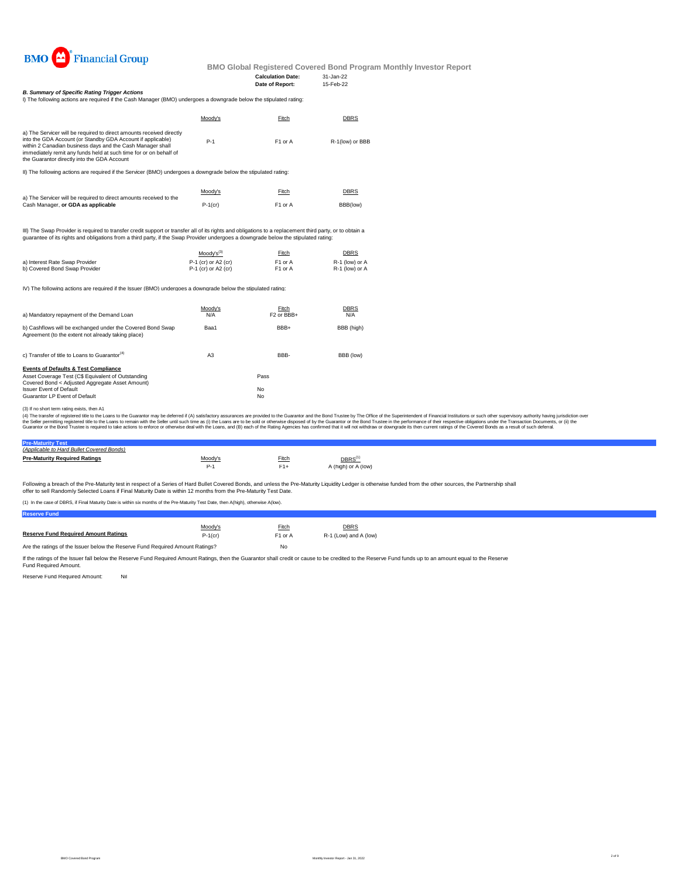BMO Financial Group

**BMO Global Registered Covered Bond Program Monthly Investor Report**

**Calculation Date:** 31-Jan-22
**Date of Report:** 15-Feb-22

***B. Summary of Specific Rating Trigger Actions***

I) The following actions are required if the Cash Manager (BMO) undergoes a downgrade below the stipulated rating:

| | Moody's | Fitch | DBRS |
|---|---|---|---|
| a) The Servicer will be required to direct amounts received directly into the GDA Account (or Standby GDA Account if applicable) within 2 Canadian business days and the Cash Manager shall immediately remit any funds held at such time for or on behalf of the Guarantor directly into the GDA Account | P-1 | F1 or A | R-1(low) or BBB |

II) The following actions are required if the Servicer (BMO) undergoes a downgrade below the stipulated rating:

| | Moody's | Fitch | DBRS |
|---|---|---|---|
| a) The Servicer will be required to direct amounts received to the Cash Manager, **or GDA as applicable** | P-1(cr) | F1 or A | BBB(low) |

III) The Swap Provider is required to transfer credit support or transfer all of its rights and obligations to a replacement third party, or to obtain a guarantee of its rights and obligations from a third party, if the Swap Provider undergoes a downgrade below the stipulated rating:

| | Moody's[3] | Fitch | DBRS |
|---|---|---|---|
| a) Interest Rate Swap Provider | P-1 (cr) or A2 (cr) | F1 or A | R-1 (low) or A |
| b) Covered Bond Swap Provider | P-1 (cr) or A2 (cr) | F1 or A | R-1 (low) or A |

IV) The following actions are required if the Issuer (BMO) undergoes a downgrade below the stipulated rating:

| | Moody's | Fitch | DBRS |
|---|---|---|---|
| a) Mandatory repayment of the Demand Loan | N/A | F2 or BBB+ | N/A |
| b) Cashflows will be exchanged under the Covered Bond Swap Agreement (to the extent not already taking place) | Baa1 | BBB+ | BBB (high) |
| c) Transfer of title to Loans to Guarantor[4] | A3 | BBB- | BBB (low) |

**Events of Defaults & Test Compliance**

| | |
|---|---|
| Asset Coverage Test (C$ Equivalent of Outstanding Covered Bond < Adjusted Aggregate Asset Amount) | Pass |
| Issuer Event of Default | No |
| Guarantor LP Event of Default | No |

(3) If no short term rating exists, then A1

(4) The transfer of registered title to the Loans to the Guarantor may be deferred if (A) satisfactory assurances are provided to the Guarantor and the Bond Trustee by The Office of the Superintendent of Financial Institutions or such other supervisory authority having jurisdiction over the Seller permitting registered title to the Loans to remain with the Seller until such time as (i) the Loans are to be sold or otherwise disposed of by the Guarantor or the Bond Trustee in the performance of their respective obligations under the Transaction Documents, or (ii) the Guarantor or the Bond Trustee is required to take actions to enforce or otherwise deal with the Loans, and (B) each of the Rating Agencies has confirmed that it will not withdraw or downgrade its then current ratings of the Covered Bonds as a result of such deferral.

## Pre-Maturity Test

*(Applicable to Hard Bullet Covered Bonds)*

| **Pre-Maturity Required Ratings** | Moody's | Fitch | DBRS[1] |
|---|---|---|---|
| | P-1 | F1+ | A (high) or A (low) |

Following a breach of the Pre-Maturity test in respect of a Series of Hard Bullet Covered Bonds, and unless the Pre-Maturity Liquidity Ledger is otherwise funded from the other sources, the Partnership shall offer to sell Randomly Selected Loans if Final Maturity Date is within 12 months from the Pre-Maturity Test Date.

(1) In the case of DBRS, if Final Maturity Date is within six months of the Pre-Maturity Test Date, then A(high), otherwise A(low).

## Reserve Fund

| | Moody's | Fitch | DBRS |
|---|---|---|---|
| **Reserve Fund Required Amount Ratings** | P-1(cr) | F1 or A | R-1 (Low) and A (low) |

Are the ratings of the Issuer below the Reserve Fund Required Amount Ratings? No

If the ratings of the Issuer fall below the Reserve Fund Required Amount Ratings, then the Guarantor shall credit or cause to be credited to the Reserve Fund funds up to an amount equal to the Reserve Fund Required Amount.

Reserve Fund Required Amount: Nil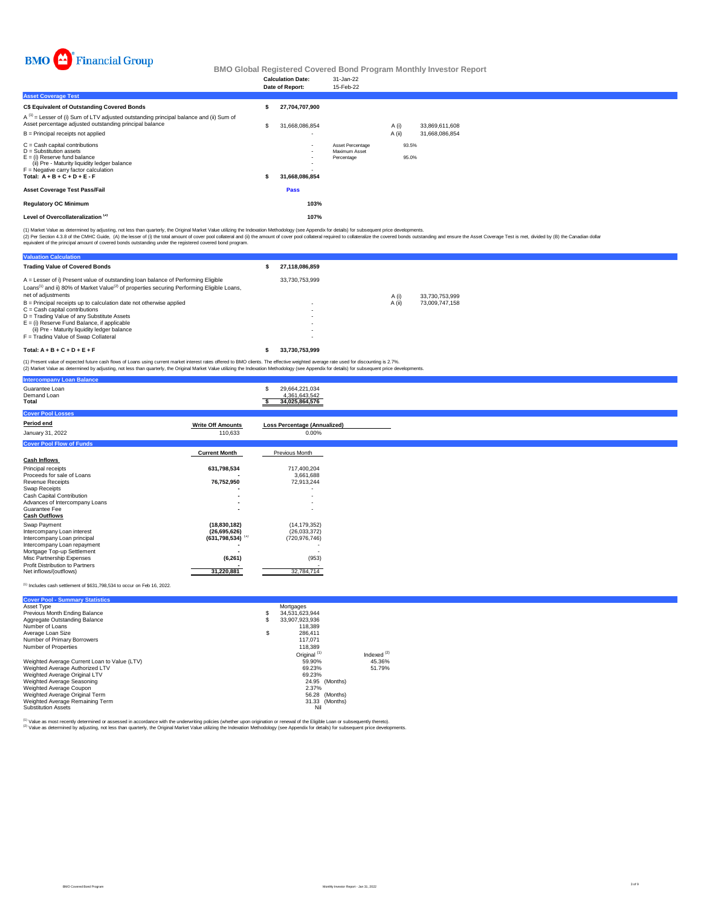BMO Financial Group

# BMO Global Registered Covered Bond Program Monthly Investor Report

| | |
|---|---|
| **Calculation Date:** | 31-Jan-22 |
| **Date of Report:** | 15-Feb-22 |

## Asset Coverage Test

| | | | | |
|---|---|---|---|---|
| **C$ Equivalent of Outstanding Covered Bonds** | **$ 27,704,707,900** | | | |
| A [1] = Lesser of (i) Sum of LTV adjusted outstanding principal balance and (ii) Sum of Asset percentage adjusted outstanding principal balance | $ 31,668,086,854 | | A (i) | 33,869,611,608 |
| B = Principal receipts not applied | - | | A (ii) | 31,668,086,854 |
| C = Cash capital contributions | - | Asset Percentage | 93.5% | |
| D = Substitution assets | - | Maximum Asset Percentage | 95.0% | |
| E = (i) Reserve fund balance | - | | | |
| (ii) Pre - Maturity liquidity ledger balance | - | | | |
| F = Negative carry factor calculation | - | | | |
| **Total: A + B + C + D + E - F** | **$ 31,668,086,854** | | | |
| **Asset Coverage Test Pass/Fail** | **Pass** | | | |
| **Regulatory OC Minimum** | **103%** | | | |
| **Level of Overcollateralization [2]** | **107%** | | | |

(1) Market Value as determined by adjusting, not less than quarterly, the Original Market Value utilizing the Indexation Methodology (see Appendix for details) for subsequent price developments.
(2) Per Section 4.3.8 of the CMHC Guide, (A) the lesser of (i) the total amount of cover pool collateral and (ii) the amount of cover pool collateral required to collateralize the covered bonds outstanding and ensure the Asset Coverage Test is met, divided by (B) the Canadian dollar equivalent of the principal amount of covered bonds outstanding under the registered covered bond program.

## Valuation Calculation

| | | | |
|---|---|---|---|
| **Trading Value of Covered Bonds** | **$ 27,118,086,859** | | |
| A = Lesser of i) Present value of outstanding loan balance of Performing Eligible Loans[1] and ii) 80% of Market Value[2] of properties securing Performing Eligible Loans, net of adjustments | 33,730,753,999 | A (i) | 33,730,753,999 |
| B = Principal receipts up to calculation date not otherwise applied | - | A (ii) | 73,009,747,158 |
| C = Cash capital contributions | - | | |
| D = Trading Value of any Substitute Assets | - | | |
| E = (i) Reserve Fund Balance, if applicable | - | | |
| (ii) Pre - Maturity liquidity ledger balance | - | | |
| F = Trading Value of Swap Collateral | - | | |
| **Total: A + B + C + D + E + F** | **$ 33,730,753,999** | | |

(1) Present value of expected future cash flows of Loans using current market interest rates offered to BMO clients. The effective weighted average rate used for discounting is 2.7%.
(2) Market Value as determined by adjusting, not less than quarterly, the Original Market Value utilizing the Indexation Methodology (see Appendix for details) for subsequent price developments.

## Intercompany Loan Balance

| | |
|---|---|
| Guarantee Loan | $ 29,664,221,034 |
| Demand Loan | 4,361,643,542 |
| **Total** | **$ 34,025,864,576** |

## Cover Pool Losses

| **Period end** | **Write Off Amounts** | **Loss Percentage (Annualized)** |
|---|---|---|
| January 31, 2022 | 110,633 | 0.00% |

## Cover Pool Flow of Funds

| | **Current Month** | Previous Month |
|---|---|---|
| **Cash Inflows** | | |
| Principal receipts | **631,798,534** | 717,400,204 |
| Proceeds for sale of Loans | **-** | 3,661,688 |
| Revenue Receipts | **76,752,950** | 72,913,244 |
| Swap Receipts | **-** | - |
| Cash Capital Contribution | **-** | - |
| Advances of Intercompany Loans | **-** | - |
| Guarantee Fee | **-** | - |
| **Cash Outflows** | | |
| Swap Payment | **(18,830,182)** | (14,179,352) |
| Intercompany Loan interest | **(26,695,626)** | (26,033,372) |
| Intercompany Loan principal | **(631,798,534)** [1] | (720,976,746) |
| Intercompany Loan repayment | **-** | - |
| Mortgage Top-up Settlement | **-** | - |
| Misc Partnership Expenses | **(6,261)** | (953) |
| Profit Distribution to Partners | **-** | - |
| Net inflows/(outflows) | **31,220,881** | 32,784,714 |

[1] Includes cash settlement of $631,798,534 to occur on Feb 16, 2022.

## Cover Pool - Summary Statistics

| | | |
|---|---|---|
| Asset Type | Mortgages | |
| Previous Month Ending Balance | $ 34,531,623,944 | |
| Aggregate Outstanding Balance | $ 33,907,923,936 | |
| Number of Loans | 118,389 | |
| Average Loan Size | $ 286,411 | |
| Number of Primary Borrowers | 117,071 | |
| Number of Properties | 118,389 | |
| | Original [1] | Indexed [2] |
| Weighted Average Current Loan to Value (LTV) | 59.90% | 45.36% |
| Weighted Average Authorized LTV | 69.23% | 51.79% |
| Weighted Average Original LTV | 69.23% | |
| Weighted Average Seasoning | 24.95 (Months) | |
| Weighted Average Coupon | 2.37% | |
| Weighted Average Original Term | 56.28 (Months) | |
| Weighted Average Remaining Term | 31.33 (Months) | |
| Substitution Assets | Nil | |

[1] Value as most recently determined or assessed in accordance with the underwriting policies (whether upon origination or renewal of the Eligible Loan or subsequently thereto).
[2] Value as determined by adjusting, not less than quarterly, the Original Market Value utilizing the Indexation Methodology (see Appendix for details) for subsequent price developments.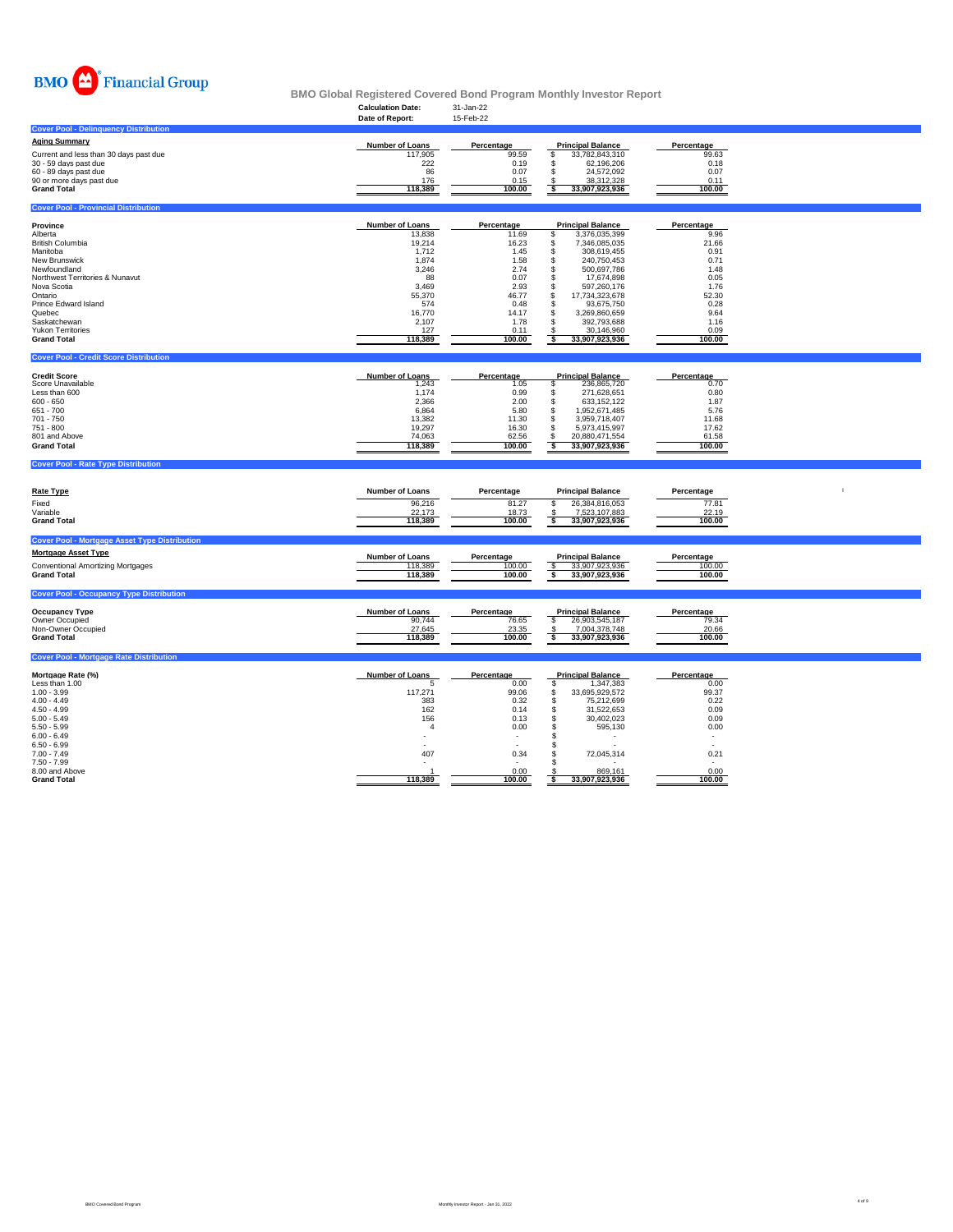BMO Financial Group

# BMO Global Registered Covered Bond Program Monthly Investor Report

**Calculation Date:** 31-Jan-22
**Date of Report:** 15-Feb-22

## Cover Pool - Delinquency Distribution

| Aging Summary | Number of Loans | Percentage | Principal Balance | Percentage |
|---|---|---|---|---|
| Current and less than 30 days past due | 117,905 | 99.59 | $ 33,782,843,310 | 99.63 |
| 30 - 59 days past due | 222 | 0.19 | $ 62,196,206 | 0.18 |
| 60 - 89 days past due | 86 | 0.07 | $ 24,572,092 | 0.07 |
| 90 or more days past due | 176 | 0.15 | $ 38,312,328 | 0.11 |
| **Grand Total** | **118,389** | **100.00** | **$ 33,907,923,936** | **100.00** |

## Cover Pool - Provincial Distribution

| Province | Number of Loans | Percentage | Principal Balance | Percentage |
|---|---|---|---|---|
| Alberta | 13,838 | 11.69 | $ 3,376,035,399 | 9.96 |
| British Columbia | 19,214 | 16.23 | $ 7,346,085,035 | 21.66 |
| Manitoba | 1,712 | 1.45 | $ 308,619,455 | 0.91 |
| New Brunswick | 1,874 | 1.58 | $ 240,750,453 | 0.71 |
| Newfoundland | 3,246 | 2.74 | $ 500,697,786 | 1.48 |
| Northwest Territories & Nunavut | 88 | 0.07 | $ 17,674,898 | 0.05 |
| Nova Scotia | 3,469 | 2.93 | $ 597,260,176 | 1.76 |
| Ontario | 55,370 | 46.77 | $ 17,734,323,678 | 52.30 |
| Prince Edward Island | 574 | 0.48 | $ 93,675,750 | 0.28 |
| Quebec | 16,770 | 14.17 | $ 3,269,860,659 | 9.64 |
| Saskatchewan | 2,107 | 1.78 | $ 392,793,688 | 1.16 |
| Yukon Territories | 127 | 0.11 | $ 30,146,960 | 0.09 |
| **Grand Total** | **118,389** | **100.00** | **$ 33,907,923,936** | **100.00** |

## Cover Pool - Credit Score Distribution

| Credit Score | Number of Loans | Percentage | Principal Balance | Percentage |
|---|---|---|---|---|
| Score Unavailable | 1,243 | 1.05 | $ 236,865,720 | 0.70 |
| Less than 600 | 1,174 | 0.99 | $ 271,628,651 | 0.80 |
| 600 - 650 | 2,366 | 2.00 | $ 633,152,122 | 1.87 |
| 651 - 700 | 6,864 | 5.80 | $ 1,952,671,485 | 5.76 |
| 701 - 750 | 13,382 | 11.30 | $ 3,959,718,407 | 11.68 |
| 751 - 800 | 19,297 | 16.30 | $ 5,973,415,997 | 17.62 |
| 801 and Above | 74,063 | 62.56 | $ 20,880,471,554 | 61.58 |
| **Grand Total** | **118,389** | **100.00** | **$ 33,907,923,936** | **100.00** |

## Cover Pool - Rate Type Distribution

| Rate Type | Number of Loans | Percentage | Principal Balance | Percentage |
|---|---|---|---|---|
| Fixed | 96,216 | 81.27 | $ 26,384,816,053 | 77.81 |
| Variable | 22,173 | 18.73 | $ 7,523,107,883 | 22.19 |
| **Grand Total** | **118,389** | **100.00** | **$ 33,907,923,936** | **100.00** |

## Cover Pool - Mortgage Asset Type Distribution

| Mortgage Asset Type | Number of Loans | Percentage | Principal Balance | Percentage |
|---|---|---|---|---|
| Conventional Amortizing Mortgages | 118,389 | 100.00 | $ 33,907,923,936 | 100.00 |
| **Grand Total** | **118,389** | **100.00** | **$ 33,907,923,936** | **100.00** |

## Cover Pool - Occupancy Type Distribution

| Occupancy Type | Number of Loans | Percentage | Principal Balance | Percentage |
|---|---|---|---|---|
| Owner Occupied | 90,744 | 76.65 | $ 26,903,545,187 | 79.34 |
| Non-Owner Occupied | 27,645 | 23.35 | $ 7,004,378,748 | 20.66 |
| **Grand Total** | **118,389** | **100.00** | **$ 33,907,923,936** | **100.00** |

## Cover Pool - Mortgage Rate Distribution

| Mortgage Rate (%) | Number of Loans | Percentage | Principal Balance | Percentage |
|---|---|---|---|---|
| Less than 1.00 | 5 | 0.00 | $ 1,347,383 | 0.00 |
| 1.00 - 3.99 | 117,271 | 99.06 | $ 33,695,929,572 | 99.37 |
| 4.00 - 4.49 | 383 | 0.32 | $ 75,212,699 | 0.22 |
| 4.50 - 4.99 | 162 | 0.14 | $ 31,522,653 | 0.09 |
| 5.00 - 5.49 | 156 | 0.13 | $ 30,402,023 | 0.09 |
| 5.50 - 5.99 | 4 | 0.00 | $ 595,130 | 0.00 |
| 6.00 - 6.49 | - | - | $ - | - |
| 6.50 - 6.99 | - | - | $ - | - |
| 7.00 - 7.49 | 407 | 0.34 | $ 72,045,314 | 0.21 |
| 7.50 - 7.99 | - | - | $ - | - |
| 8.00 and Above | 1 | 0.00 | $ 869,161 | 0.00 |
| **Grand Total** | **118,389** | **100.00** | **$ 33,907,923,936** | **100.00** |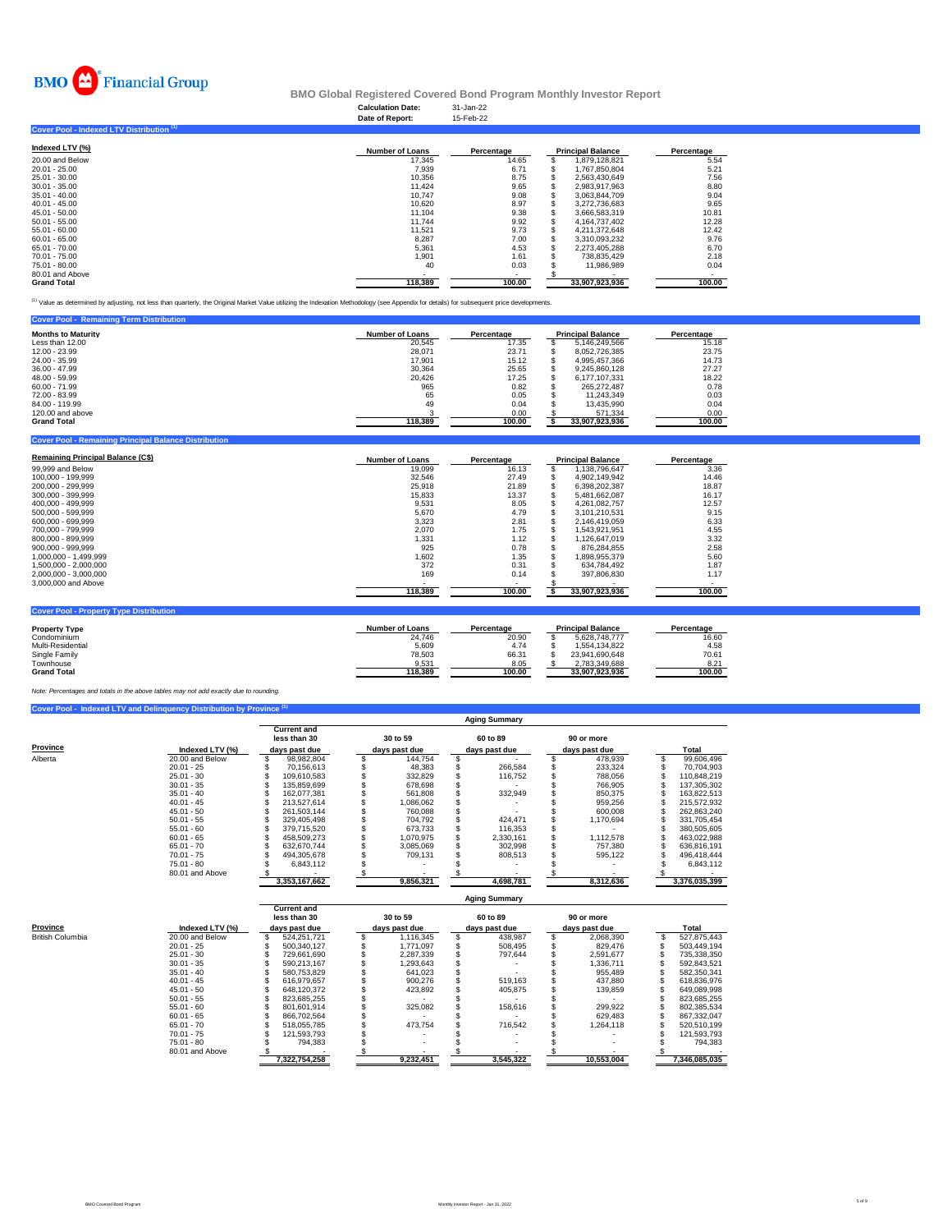BMO Financial Group

# BMO Global Registered Covered Bond Program Monthly Investor Report

**Calculation Date:** 31-Jan-22
**Date of Report:** 15-Feb-22

## Cover Pool - Indexed LTV Distribution [(1)]

| Indexed LTV (%) | Number of Loans | Percentage | Principal Balance | Percentage |
|---|---|---|---|---|
| 20.00 and Below | 17,345 | 14.65 | $ 1,879,128,821 | 5.54 |
| 20.01 - 25.00 | 7,939 | 6.71 | $ 1,767,850,804 | 5.21 |
| 25.01 - 30.00 | 10,356 | 8.75 | $ 2,563,430,649 | 7.56 |
| 30.01 - 35.00 | 11,424 | 9.65 | $ 2,983,917,963 | 8.80 |
| 35.01 - 40.00 | 10,747 | 9.08 | $ 3,063,844,709 | 9.04 |
| 40.01 - 45.00 | 10,620 | 8.97 | $ 3,272,736,683 | 9.65 |
| 45.01 - 50.00 | 11,104 | 9.38 | $ 3,666,583,319 | 10.81 |
| 50.01 - 55.00 | 11,744 | 9.92 | $ 4,164,737,402 | 12.28 |
| 55.01 - 60.00 | 11,521 | 9.73 | $ 4,211,372,648 | 12.42 |
| 60.01 - 65.00 | 8,287 | 7.00 | $ 3,310,093,232 | 9.76 |
| 65.01 - 70.00 | 5,361 | 4.53 | $ 2,273,405,288 | 6.70 |
| 70.01 - 75.00 | 1,901 | 1.61 | $ 738,835,429 | 2.18 |
| 75.01 - 80.00 | 40 | 0.03 | $ 11,986,989 | 0.04 |
| 80.01 and Above | - | - | $ - | - |
| **Grand Total** | **118,389** | **100.00** | **33,907,923,936** | **100.00** |

[(1)] Value as determined by adjusting, not less than quarterly, the Original Market Value utilizing the Indexation Methodology (see Appendix for details) for subsequent price developments.

## Cover Pool - Remaining Term Distribution

| Months to Maturity | Number of Loans | Percentage | Principal Balance | Percentage |
|---|---|---|---|---|
| Less than 12.00 | 20,545 | 17.35 | $ 5,146,249,566 | 15.18 |
| 12.00 - 23.99 | 28,071 | 23.71 | $ 8,052,726,385 | 23.75 |
| 24.00 - 35.99 | 17,901 | 15.12 | $ 4,995,457,366 | 14.73 |
| 36.00 - 47.99 | 30,364 | 25.65 | $ 9,245,860,128 | 27.27 |
| 48.00 - 59.99 | 20,426 | 17.25 | $ 6,177,107,331 | 18.22 |
| 60.00 - 71.99 | 965 | 0.82 | $ 265,272,487 | 0.78 |
| 72.00 - 83.99 | 65 | 0.05 | $ 11,243,349 | 0.03 |
| 84.00 - 119.99 | 49 | 0.04 | $ 13,435,990 | 0.04 |
| 120.00 and above | 3 | 0.00 | $ 571,334 | 0.00 |
| **Grand Total** | **118,389** | **100.00** | **$ 33,907,923,936** | **100.00** |

## Cover Pool - Remaining Principal Balance Distribution

| Remaining Principal Balance (C$) | Number of Loans | Percentage | Principal Balance | Percentage |
|---|---|---|---|---|
| 99,999 and Below | 19,099 | 16.13 | $ 1,138,796,647 | 3.36 |
| 100,000 - 199,999 | 32,546 | 27.49 | $ 4,902,149,942 | 14.46 |
| 200,000 - 299,999 | 25,918 | 21.89 | $ 6,398,202,387 | 18.87 |
| 300,000 - 399,999 | 15,833 | 13.37 | $ 5,481,662,087 | 16.17 |
| 400,000 - 499,999 | 9,531 | 8.05 | $ 4,261,082,757 | 12.57 |
| 500,000 - 599,999 | 5,670 | 4.79 | $ 3,101,210,531 | 9.15 |
| 600,000 - 699,999 | 3,323 | 2.81 | $ 2,146,419,059 | 6.33 |
| 700,000 - 799,999 | 2,070 | 1.75 | $ 1,543,921,951 | 4.55 |
| 800,000 - 899,999 | 1,331 | 1.12 | $ 1,126,647,019 | 3.32 |
| 900,000 - 999,999 | 925 | 0.78 | $ 876,284,855 | 2.58 |
| 1,000,000 - 1,499,999 | 1,602 | 1.35 | $ 1,898,955,379 | 5.60 |
| 1,500,000 - 2,000,000 | 372 | 0.31 | $ 634,784,492 | 1.87 |
| 2,000,000 - 3,000,000 | 169 | 0.14 | $ 397,806,830 | 1.17 |
| 3,000,000 and Above | - | - | $ - | - |
| | **118,389** | **100.00** | **$ 33,907,923,936** | **100.00** |

## Cover Pool - Property Type Distribution

| Property Type | Number of Loans | Percentage | Principal Balance | Percentage |
|---|---|---|---|---|
| Condominium | 24,746 | 20.90 | $ 5,628,748,777 | 16.60 |
| Multi-Residential | 5,609 | 4.74 | $ 1,554,134,822 | 4.58 |
| Single Family | 78,503 | 66.31 | $ 23,941,690,648 | 70.61 |
| Townhouse | 9,531 | 8.05 | $ 2,783,349,688 | 8.21 |
| **Grand Total** | **118,389** | **100.00** | **33,907,923,936** | **100.00** |

*Note: Percentages and totals in the above tables may not add exactly due to rounding.*

## Cover Pool - Indexed LTV and Delinquency Distribution by Province [(1)]

| | | Aging Summary | | | | |
|---|---|---|---|---|---|---|
| **Province** | **Indexed LTV (%)** | **Current and less than 30 days past due** | **30 to 59 days past due** | **60 to 89 days past due** | **90 or more days past due** | **Total** |
| Alberta | 20.00 and Below | $ 98,982,804 | $ 144,754 | $ - | $ 478,939 | $ 99,606,496 |
| | 20.01 - 25 | $ 70,156,613 | $ 48,383 | $ 266,584 | $ 233,324 | $ 70,704,903 |
| | 25.01 - 30 | $ 109,610,583 | $ 332,829 | $ 116,752 | $ 788,056 | $ 110,848,219 |
| | 30.01 - 35 | $ 135,859,699 | $ 678,698 | $ - | $ 766,905 | $ 137,305,302 |
| | 35.01 - 40 | $ 162,077,381 | $ 561,808 | $ 332,949 | $ 850,375 | $ 163,822,513 |
| | 40.01 - 45 | $ 213,527,614 | $ 1,086,062 | $ - | $ 959,256 | $ 215,572,932 |
| | 45.01 - 50 | $ 261,503,144 | $ 760,088 | $ - | $ 600,008 | $ 262,863,240 |
| | 50.01 - 55 | $ 329,405,498 | $ 704,792 | $ 424,471 | $ 1,170,694 | $ 331,705,454 |
| | 55.01 - 60 | $ 379,715,520 | $ 673,733 | $ 116,353 | $ - | $ 380,505,605 |
| | 60.01 - 65 | $ 458,509,273 | $ 1,070,975 | $ 2,330,161 | $ 1,112,578 | $ 463,022,988 |
| | 65.01 - 70 | $ 632,670,744 | $ 3,085,069 | $ 302,998 | $ 757,380 | $ 636,816,191 |
| | 70.01 - 75 | $ 494,305,678 | $ 709,131 | $ 808,513 | $ 595,122 | $ 496,418,444 |
| | 75.01 - 80 | $ 6,843,112 | $ - | $ - | $ - | $ 6,843,112 |
| | 80.01 and Above | $ - | $ - | $ - | $ - | $ - |
| | | **3,353,167,662** | **9,856,321** | **4,698,781** | **8,312,636** | **3,376,035,399** |

| | | Aging Summary | | | | |
|---|---|---|---|---|---|---|
| **Province** | **Indexed LTV (%)** | **Current and less than 30 days past due** | **30 to 59 days past due** | **60 to 89 days past due** | **90 or more days past due** | **Total** |
| British Columbia | 20.00 and Below | $ 524,251,721 | $ 1,116,345 | $ 438,987 | $ 2,068,390 | $ 527,875,443 |
| | 20.01 - 25 | $ 500,340,127 | $ 1,771,097 | $ 508,495 | $ 829,476 | $ 503,449,194 |
| | 25.01 - 30 | $ 729,661,690 | $ 2,287,339 | $ 797,644 | $ 2,591,677 | $ 735,338,350 |
| | 30.01 - 35 | $ 590,213,167 | $ 1,293,643 | $ - | $ 1,336,711 | $ 592,843,521 |
| | 35.01 - 40 | $ 580,753,829 | $ 641,023 | $ - | $ 955,489 | $ 582,350,341 |
| | 40.01 - 45 | $ 616,979,657 | $ 900,276 | $ 519,163 | $ 437,880 | $ 618,836,976 |
| | 45.01 - 50 | $ 648,120,372 | $ 423,892 | $ 405,875 | $ 139,859 | $ 649,089,998 |
| | 50.01 - 55 | $ 823,685,255 | $ - | $ - | $ - | $ 823,685,255 |
| | 55.01 - 60 | $ 801,601,914 | $ 325,082 | $ 158,616 | $ 299,922 | $ 802,385,534 |
| | 60.01 - 65 | $ 866,702,564 | $ - | $ - | $ 629,483 | $ 867,332,047 |
| | 65.01 - 70 | $ 518,055,785 | $ 473,754 | $ 716,542 | $ 1,264,118 | $ 520,510,199 |
| | 70.01 - 75 | $ 121,593,793 | $ - | $ - | $ - | $ 121,593,793 |
| | 75.01 - 80 | $ 794,383 | $ - | $ - | $ - | $ 794,383 |
| | 80.01 and Above | $ - | $ - | $ - | $ - | $ - |
| | | **7,322,754,258** | **9,232,451** | **3,545,322** | **10,553,004** | **7,346,085,035** |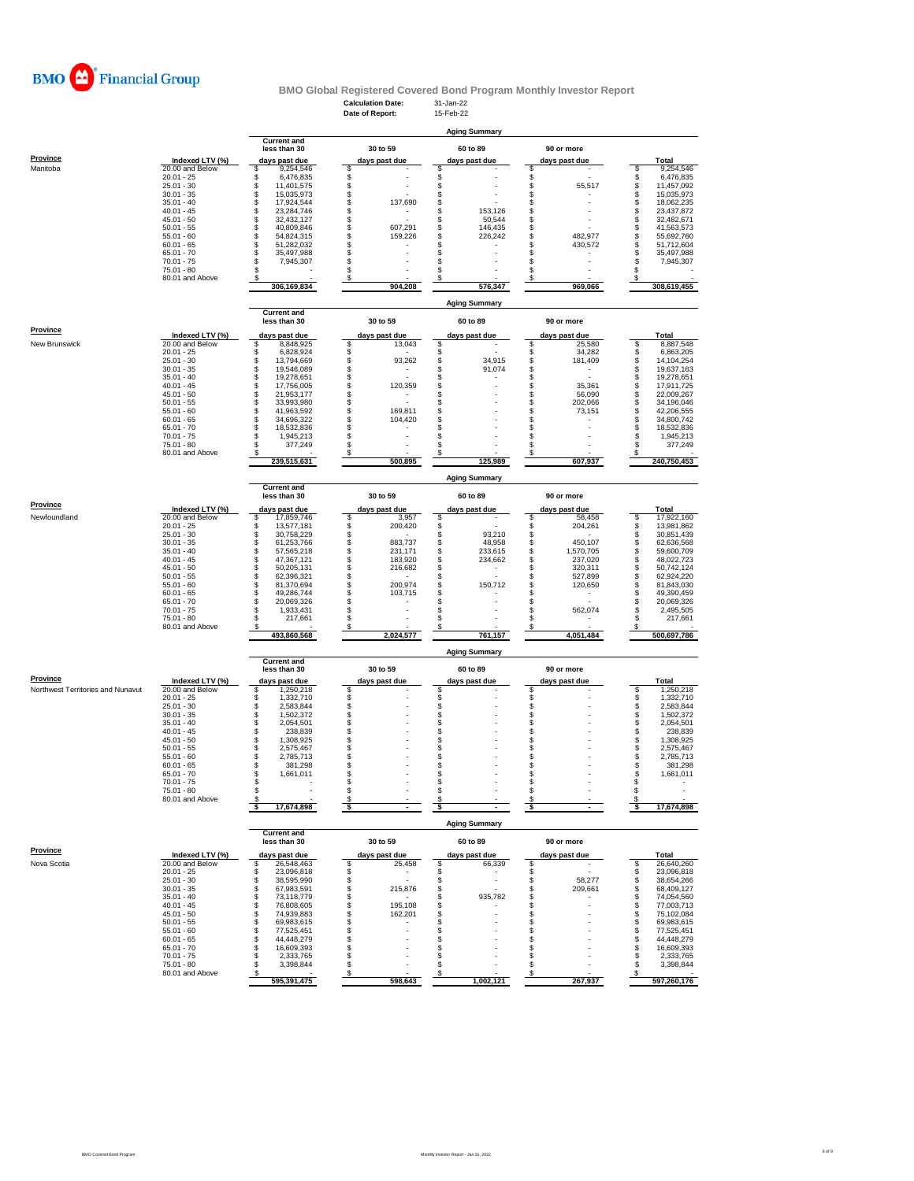BMO Financial Group

# BMO Global Registered Covered Bond Program Monthly Investor Report

**Calculation Date:** 31-Jan-22
**Date of Report:** 15-Feb-22

## Aging Summary

| Province | Indexed LTV (%) | Current and less than 30 days past due | 30 to 59 days past due | 60 to 89 days past due | 90 or more days past due | Total |
|---|---|---|---|---|---|---|
| Manitoba | 20.00 and Below | $ 9,254,546 | $ - | $ - | $ - | $ 9,254,546 |
| | 20.01 - 25 | $ 6,476,835 | $ - | $ - | $ - | $ 6,476,835 |
| | 25.01 - 30 | $ 11,401,575 | $ - | $ - | $ 55,517 | $ 11,457,092 |
| | 30.01 - 35 | $ 15,035,973 | $ - | $ - | $ - | $ 15,035,973 |
| | 35.01 - 40 | $ 17,924,544 | $ 137,690 | $ - | $ - | $ 18,062,235 |
| | 40.01 - 45 | $ 23,284,746 | $ - | $ 153,126 | $ - | $ 23,437,872 |
| | 45.01 - 50 | $ 32,432,127 | $ - | $ 50,544 | $ - | $ 32,482,671 |
| | 50.01 - 55 | $ 40,809,846 | $ 607,291 | $ 146,435 | $ - | $ 41,563,573 |
| | 55.01 - 60 | $ 54,824,315 | $ 159,226 | $ 226,242 | $ 482,977 | $ 55,692,760 |
| | 60.01 - 65 | $ 51,282,032 | $ - | $ - | $ 430,572 | $ 51,712,604 |
| | 65.01 - 70 | $ 35,497,988 | $ - | $ - | $ - | $ 35,497,988 |
| | 70.01 - 75 | $ 7,945,307 | $ - | $ - | $ - | $ 7,945,307 |
| | 75.01 - 80 | $ - | $ - | $ - | $ - | $ - |
| | 80.01 and Above | $ - | $ - | $ - | $ - | $ - |
| | | 306,169,834 | 904,208 | 576,347 | 969,066 | 308,619,455 |

## Aging Summary

| Province | Indexed LTV (%) | Current and less than 30 days past due | 30 to 59 days past due | 60 to 89 days past due | 90 or more days past due | Total |
|---|---|---|---|---|---|---|
| New Brunswick | 20.00 and Below | $ 8,848,925 | $ 13,043 | $ - | $ 25,580 | $ 8,887,548 |
| | 20.01 - 25 | $ 6,828,924 | $ - | $ - | $ 34,282 | $ 6,863,205 |
| | 25.01 - 30 | $ 13,794,669 | $ 93,262 | $ 34,915 | $ 181,409 | $ 14,104,254 |
| | 30.01 - 35 | $ 19,546,089 | $ - | $ 91,074 | $ - | $ 19,637,163 |
| | 35.01 - 40 | $ 19,278,651 | $ - | $ - | $ - | $ 19,278,651 |
| | 40.01 - 45 | $ 17,756,005 | $ 120,359 | $ - | $ 35,361 | $ 17,911,725 |
| | 45.01 - 50 | $ 21,953,177 | $ - | $ - | $ 56,090 | $ 22,009,267 |
| | 50.01 - 55 | $ 33,993,980 | $ - | $ - | $ 202,066 | $ 34,196,046 |
| | 55.01 - 60 | $ 41,963,592 | $ 169,811 | $ - | $ 73,151 | $ 42,206,555 |
| | 60.01 - 65 | $ 34,696,322 | $ 104,420 | $ - | $ - | $ 34,800,742 |
| | 65.01 - 70 | $ 18,532,836 | $ - | $ - | $ - | $ 18,532,836 |
| | 70.01 - 75 | $ 1,945,213 | $ - | $ - | $ - | $ 1,945,213 |
| | 75.01 - 80 | $ 377,249 | $ - | $ - | $ - | $ 377,249 |
| | 80.01 and Above | $ - | $ - | $ - | $ - | $ - |
| | | 239,515,631 | 500,895 | 125,989 | 607,937 | 240,750,453 |

## Aging Summary

| Province | Indexed LTV (%) | Current and less than 30 days past due | 30 to 59 days past due | 60 to 89 days past due | 90 or more days past due | Total |
|---|---|---|---|---|---|---|
| Newfoundland | 20.00 and Below | $ 17,859,746 | $ 3,957 | $ - | $ 58,458 | $ 17,922,160 |
| | 20.01 - 25 | $ 13,577,181 | $ 200,420 | $ - | $ 204,261 | $ 13,981,862 |
| | 25.01 - 30 | $ 30,758,229 | $ - | $ 93,210 | $ - | $ 30,851,439 |
| | 30.01 - 35 | $ 61,253,766 | $ 883,737 | $ 48,958 | $ 450,107 | $ 62,636,568 |
| | 35.01 - 40 | $ 57,565,218 | $ 231,171 | $ 233,615 | $ 1,570,705 | $ 59,600,709 |
| | 40.01 - 45 | $ 47,367,121 | $ 183,920 | $ 234,662 | $ 237,020 | $ 48,022,723 |
| | 45.01 - 50 | $ 50,205,131 | $ 216,682 | $ - | $ 320,311 | $ 50,742,124 |
| | 50.01 - 55 | $ 62,396,321 | $ - | $ - | $ 527,899 | $ 62,924,220 |
| | 55.01 - 60 | $ 81,370,694 | $ 200,974 | $ 150,712 | $ 120,650 | $ 81,843,030 |
| | 60.01 - 65 | $ 49,286,744 | $ 103,715 | $ - | $ - | $ 49,390,459 |
| | 65.01 - 70 | $ 20,069,326 | $ - | $ - | $ - | $ 20,069,326 |
| | 70.01 - 75 | $ 1,933,431 | $ - | $ - | $ 562,074 | $ 2,495,505 |
| | 75.01 - 80 | $ 217,661 | $ - | $ - | $ - | $ 217,661 |
| | 80.01 and Above | $ - | $ - | $ - | $ - | $ - |
| | | 493,860,568 | 2,024,577 | 761,157 | 4,051,484 | 500,697,786 |

## Aging Summary

| Province | Indexed LTV (%) | Current and less than 30 days past due | 30 to 59 days past due | 60 to 89 days past due | 90 or more days past due | Total |
|---|---|---|---|---|---|---|
| Northwest Territories and Nunavut | 20.00 and Below | $ 1,250,218 | $ - | $ - | $ - | $ 1,250,218 |
| | 20.01 - 25 | $ 1,332,710 | $ - | $ - | $ - | $ 1,332,710 |
| | 25.01 - 30 | $ 2,583,844 | $ - | $ - | $ - | $ 2,583,844 |
| | 30.01 - 35 | $ 1,502,372 | $ - | $ - | $ - | $ 1,502,372 |
| | 35.01 - 40 | $ 2,054,501 | $ - | $ - | $ - | $ 2,054,501 |
| | 40.01 - 45 | $ 238,839 | $ - | $ - | $ - | $ 238,839 |
| | 45.01 - 50 | $ 1,308,925 | $ - | $ - | $ - | $ 1,308,925 |
| | 50.01 - 55 | $ 2,575,467 | $ - | $ - | $ - | $ 2,575,467 |
| | 55.01 - 60 | $ 2,785,713 | $ - | $ - | $ - | $ 2,785,713 |
| | 60.01 - 65 | $ 381,298 | $ - | $ - | $ - | $ 381,298 |
| | 65.01 - 70 | $ 1,661,011 | $ - | $ - | $ - | $ 1,661,011 |
| | 70.01 - 75 | $ - | $ - | $ - | $ - | $ - |
| | 75.01 - 80 | $ - | $ - | $ - | $ - | $ - |
| | 80.01 and Above | $ - | $ - | $ - | $ - | $ - |
| | | $ 17,674,898 | $ - | $ - | $ - | $ 17,674,898 |

## Aging Summary

| Province | Indexed LTV (%) | Current and less than 30 days past due | 30 to 59 days past due | 60 to 89 days past due | 90 or more days past due | Total |
|---|---|---|---|---|---|---|
| Nova Scotia | 20.00 and Below | $ 26,548,463 | $ 25,458 | $ 66,339 | $ - | $ 26,640,260 |
| | 20.01 - 25 | $ 23,096,818 | $ - | $ - | $ - | $ 23,096,818 |
| | 25.01 - 30 | $ 38,595,990 | $ - | $ - | $ 58,277 | $ 38,654,266 |
| | 30.01 - 35 | $ 67,983,591 | $ 215,876 | $ - | $ 209,661 | $ 68,409,127 |
| | 35.01 - 40 | $ 73,118,779 | $ - | $ 935,782 | $ - | $ 74,054,560 |
| | 40.01 - 45 | $ 76,808,605 | $ 195,108 | $ - | $ - | $ 77,003,713 |
| | 45.01 - 50 | $ 74,939,883 | $ 162,201 | $ - | $ - | $ 75,102,084 |
| | 50.01 - 55 | $ 69,983,615 | $ - | $ - | $ - | $ 69,983,615 |
| | 55.01 - 60 | $ 77,525,451 | $ - | $ - | $ - | $ 77,525,451 |
| | 60.01 - 65 | $ 44,448,279 | $ - | $ - | $ - | $ 44,448,279 |
| | 65.01 - 70 | $ 16,609,393 | $ - | $ - | $ - | $ 16,609,393 |
| | 70.01 - 75 | $ 2,333,765 | $ - | $ - | $ - | $ 2,333,765 |
| | 75.01 - 80 | $ 3,398,844 | $ - | $ - | $ - | $ 3,398,844 |
| | 80.01 and Above | $ - | $ - | $ - | $ - | $ - |
| | | 595,391,475 | 598,643 | 1,002,121 | 267,937 | 597,260,176 |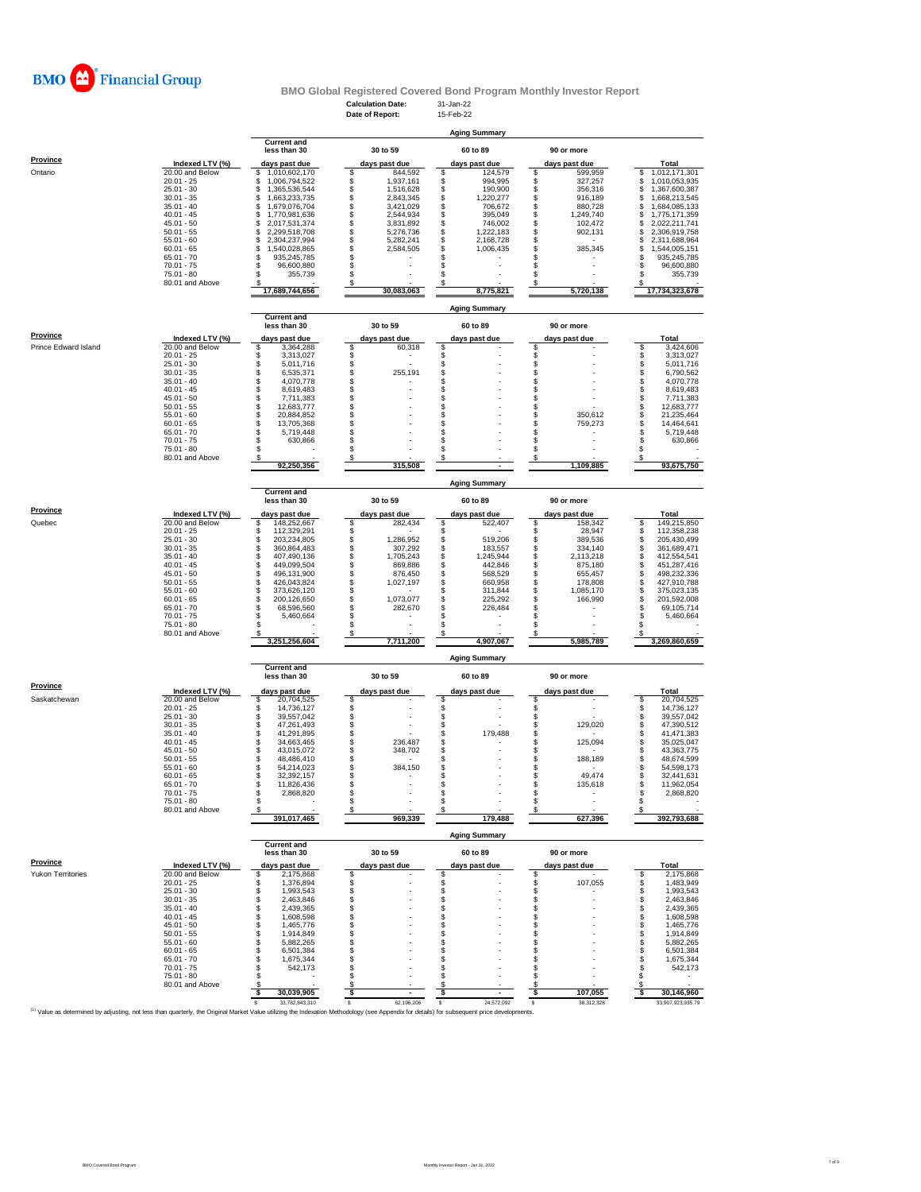BMO Financial Group

## BMO Global Registered Covered Bond Program Monthly Investor Report

Calculation Date: 31-Jan-22
Date of Report: 15-Feb-22

### Aging Summary

| Province | Indexed LTV (%) | Current and less than 30 days past due | 30 to 59 days past due | 60 to 89 days past due | 90 or more days past due | Total |
|---|---|---|---|---|---|---|
| Ontario | 20.00 and Below | $ 1,010,602,170 | $ 844,592 | $ 124,579 | $ 599,959 | $ 1,012,171,301 |
| | 20.01 - 25 | $ 1,006,794,522 | $ 1,937,161 | $ 994,995 | $ 327,257 | $ 1,010,053,935 |
| | 25.01 - 30 | $ 1,365,536,544 | $ 1,516,628 | $ 190,900 | $ 356,316 | $ 1,367,600,387 |
| | 30.01 - 35 | $ 1,663,233,735 | $ 2,843,345 | $ 1,220,277 | $ 916,189 | $ 1,668,213,545 |
| | 35.01 - 40 | $ 1,679,076,704 | $ 3,421,029 | $ 706,672 | $ 880,728 | $ 1,684,085,133 |
| | 40.01 - 45 | $ 1,770,981,636 | $ 2,544,934 | $ 395,049 | $ 1,249,740 | $ 1,775,171,359 |
| | 45.01 - 50 | $ 2,017,531,374 | $ 3,831,892 | $ 746,002 | $ 102,472 | $ 2,022,211,741 |
| | 50.01 - 55 | $ 2,299,518,708 | $ 5,276,736 | $ 1,222,183 | $ 902,131 | $ 2,306,919,758 |
| | 55.01 - 60 | $ 2,304,237,994 | $ 5,282,241 | $ 2,168,728 | $ - | $ 2,311,688,964 |
| | 60.01 - 65 | $ 1,540,028,865 | $ 2,584,505 | $ 1,006,435 | $ 385,345 | $ 1,544,005,151 |
| | 65.01 - 70 | $ 935,245,785 | $ - | $ - | $ - | $ 935,245,785 |
| | 70.01 - 75 | $ 96,600,880 | $ - | $ - | $ - | $ 96,600,880 |
| | 75.01 - 80 | $ 355,739 | $ - | $ - | $ - | $ 355,739 |
| | 80.01 and Above | $ - | $ - | $ - | $ - | $ - |
| | | 17,689,744,656 | 30,083,063 | 8,775,821 | 5,720,138 | 17,734,323,678 |

### Aging Summary

| Province | Indexed LTV (%) | Current and less than 30 days past due | 30 to 59 days past due | 60 to 89 days past due | 90 or more days past due | Total |
|---|---|---|---|---|---|---|
| Prince Edward Island | 20.00 and Below | $ 3,364,288 | $ 60,318 | $ - | $ - | $ 3,424,606 |
| | 20.01 - 25 | $ 3,313,027 | $ - | $ - | $ - | $ 3,313,027 |
| | 25.01 - 30 | $ 5,011,716 | $ - | $ - | $ - | $ 5,011,716 |
| | 30.01 - 35 | $ 6,535,371 | $ 255,191 | $ - | $ - | $ 6,790,562 |
| | 35.01 - 40 | $ 4,070,778 | $ - | $ - | $ - | $ 4,070,778 |
| | 40.01 - 45 | $ 8,619,483 | $ - | $ - | $ - | $ 8,619,483 |
| | 45.01 - 50 | $ 7,711,383 | $ - | $ - | $ - | $ 7,711,383 |
| | 50.01 - 55 | $ 12,683,777 | $ - | $ - | $ - | $ 12,683,777 |
| | 55.01 - 60 | $ 20,884,852 | $ - | $ - | $ 350,612 | $ 21,235,464 |
| | 60.01 - 65 | $ 13,705,368 | $ - | $ - | $ 759,273 | $ 14,464,641 |
| | 65.01 - 70 | $ 5,719,448 | $ - | $ - | $ - | $ 5,719,448 |
| | 70.01 - 75 | $ 630,866 | $ - | $ - | $ - | $ 630,866 |
| | 75.01 - 80 | $ - | $ - | $ - | $ - | $ - |
| | 80.01 and Above | $ - | $ - | $ - | $ - | $ - |
| | | 92,250,356 | 315,508 | - | 1,109,885 | 93,675,750 |

### Aging Summary

| Province | Indexed LTV (%) | Current and less than 30 days past due | 30 to 59 days past due | 60 to 89 days past due | 90 or more days past due | Total |
|---|---|---|---|---|---|---|
| Quebec | 20.00 and Below | $ 148,252,667 | $ 282,434 | $ 522,407 | $ 158,342 | $ 149,215,850 |
| | 20.01 - 25 | $ 112,329,291 | $ - | $ - | $ 28,947 | $ 112,358,238 |
| | 25.01 - 30 | $ 203,234,805 | $ 1,286,952 | $ 519,206 | $ 389,536 | $ 205,430,499 |
| | 30.01 - 35 | $ 360,864,483 | $ 307,292 | $ 183,557 | $ 334,140 | $ 361,689,471 |
| | 35.01 - 40 | $ 407,490,136 | $ 1,705,243 | $ 1,245,944 | $ 2,113,218 | $ 412,554,541 |
| | 40.01 - 45 | $ 449,099,504 | $ 869,886 | $ 442,846 | $ 875,180 | $ 451,287,416 |
| | 45.01 - 50 | $ 496,131,900 | $ 876,450 | $ 568,529 | $ 655,457 | $ 498,232,336 |
| | 50.01 - 55 | $ 426,043,824 | $ 1,027,197 | $ 660,958 | $ 178,808 | $ 427,910,788 |
| | 55.01 - 60 | $ 373,626,120 | $ - | $ 311,844 | $ 1,085,170 | $ 375,023,135 |
| | 60.01 - 65 | $ 200,126,650 | $ 1,073,077 | $ 225,292 | $ 166,990 | $ 201,592,008 |
| | 65.01 - 70 | $ 68,596,560 | $ 282,670 | $ 226,484 | $ - | $ 69,105,714 |
| | 70.01 - 75 | $ 5,460,664 | $ - | $ - | $ - | $ 5,460,664 |
| | 75.01 - 80 | $ - | $ - | $ - | $ - | $ - |
| | 80.01 and Above | $ - | $ - | $ - | $ - | $ - |
| | | 3,251,256,604 | 7,711,200 | 4,907,067 | 5,985,789 | 3,269,860,659 |

### Aging Summary

| Province | Indexed LTV (%) | Current and less than 30 days past due | 30 to 59 days past due | 60 to 89 days past due | 90 or more days past due | Total |
|---|---|---|---|---|---|---|
| Saskatchewan | 20.00 and Below | $ 20,704,525 | $ - | $ - | $ - | $ 20,704,525 |
| | 20.01 - 25 | $ 14,736,127 | $ - | $ - | $ - | $ 14,736,127 |
| | 25.01 - 30 | $ 39,557,042 | $ - | $ - | $ - | $ 39,557,042 |
| | 30.01 - 35 | $ 47,261,493 | $ - | $ - | $ 129,020 | $ 47,390,512 |
| | 35.01 - 40 | $ 41,291,895 | $ - | $ 179,488 | $ - | $ 41,471,383 |
| | 40.01 - 45 | $ 34,663,465 | $ 236,487 | $ - | $ 125,094 | $ 35,025,047 |
| | 45.01 - 50 | $ 43,015,072 | $ 348,702 | $ - | $ - | $ 43,363,775 |
| | 50.01 - 55 | $ 48,486,410 | $ - | $ - | $ 188,189 | $ 48,674,599 |
| | 55.01 - 60 | $ 54,214,023 | $ 384,150 | $ - | $ - | $ 54,598,173 |
| | 60.01 - 65 | $ 32,392,157 | $ - | $ - | $ 49,474 | $ 32,441,631 |
| | 65.01 - 70 | $ 11,826,436 | $ - | $ - | $ 135,618 | $ 11,962,054 |
| | 70.01 - 75 | $ 2,868,820 | $ - | $ - | $ - | $ 2,868,820 |
| | 75.01 - 80 | $ - | $ - | $ - | $ - | $ - |
| | 80.01 and Above | $ - | $ - | $ - | $ - | $ - |
| | | 391,017,465 | 969,339 | 179,488 | 627,396 | 392,793,688 |

### Aging Summary

| Province | Indexed LTV (%) | Current and less than 30 days past due | 30 to 59 days past due | 60 to 89 days past due | 90 or more days past due | Total |
|---|---|---|---|---|---|---|
| Yukon Territories | 20.00 and Below | $ 2,175,868 | $ - | $ - | $ - | $ 2,175,868 |
| | 20.01 - 25 | $ 1,376,894 | $ - | $ - | $ 107,055 | $ 1,483,949 |
| | 25.01 - 30 | $ 1,993,543 | $ - | $ - | $ - | $ 1,993,543 |
| | 30.01 - 35 | $ 2,463,846 | $ - | $ - | $ - | $ 2,463,846 |
| | 35.01 - 40 | $ 2,439,365 | $ - | $ - | $ - | $ 2,439,365 |
| | 40.01 - 45 | $ 1,608,598 | $ - | $ - | $ - | $ 1,608,598 |
| | 45.01 - 50 | $ 1,465,776 | $ - | $ - | $ - | $ 1,465,776 |
| | 50.01 - 55 | $ 1,914,849 | $ - | $ - | $ - | $ 1,914,849 |
| | 55.01 - 60 | $ 5,882,265 | $ - | $ - | $ - | $ 5,882,265 |
| | 60.01 - 65 | $ 6,501,384 | $ - | $ - | $ - | $ 6,501,384 |
| | 65.01 - 70 | $ 1,675,344 | $ - | $ - | $ - | $ 1,675,344 |
| | 70.01 - 75 | $ 542,173 | $ - | $ - | $ - | $ 542,173 |
| | 75.01 - 80 | $ - | $ - | $ - | $ - | $ - |
| | 80.01 and Above | $ - | $ - | $ - | $ - | $ - |
| | | $ 30,039,905 | $ - | $ - | $ 107,055 | $ 30,146,960 |
| | | $ 33,782,843,310 | $ 62,196,206 | $ 24,572,092 | $ 38,312,328 | 33,907,923,935.79 |

[1] Value as determined by adjusting, not less than quarterly, the Original Market Value utilizing the Indexation Methodology (see Appendix for details) for subsequent price developments.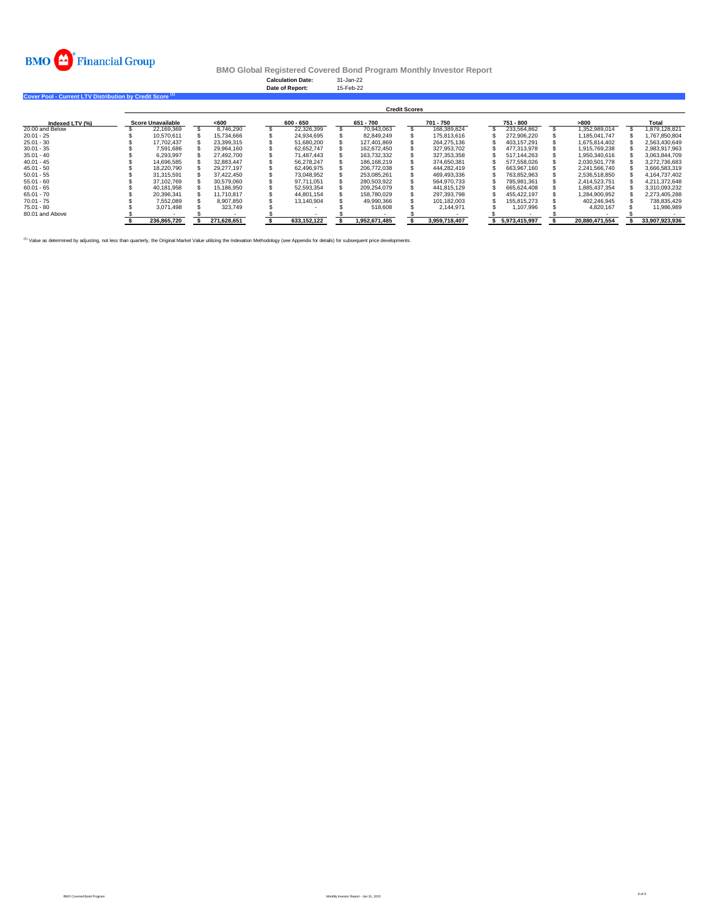BMO Financial Group

**BMO Global Registered Covered Bond Program Monthly Investor Report**

**Calculation Date:** 31-Jan-22
**Date of Report:** 15-Feb-22

**Cover Pool - Current LTV Distribution by Credit Score [1]**

| | Credit Scores | | | | | | | |
|---|---|---|---|---|---|---|---|---|
| **Indexed LTV (%)** | **Score Unavailable** | **<600** | **600 - 650** | **651 - 700** | **701 - 750** | **751 - 800** | **>800** | **Total** |
| 20.00 and Below | $ 22,169,369 | $ 8,746,290 | $ 22,326,399 | $ 70,943,063 | $ 168,389,824 | $ 233,564,862 | $ 1,352,989,014 | $ 1,879,128,821 |
| 20.01 - 25 | $ 10,570,611 | $ 15,734,666 | $ 24,934,695 | $ 82,849,249 | $ 175,813,616 | $ 272,906,220 | $ 1,185,041,747 | $ 1,767,850,804 |
| 25.01 - 30 | $ 17,702,437 | $ 23,399,315 | $ 51,680,200 | $ 127,401,869 | $ 264,275,136 | $ 403,157,291 | $ 1,675,814,402 | $ 2,563,430,649 |
| 30.01 - 35 | $ 7,591,686 | $ 29,964,160 | $ 62,652,747 | $ 162,672,450 | $ 327,953,702 | $ 477,313,978 | $ 1,915,769,238 | $ 2,983,917,963 |
| 35.01 - 40 | $ 6,293,997 | $ 27,492,700 | $ 71,487,443 | $ 163,732,332 | $ 327,353,358 | $ 517,144,263 | $ 1,950,340,616 | $ 3,063,844,709 |
| 40.01 - 45 | $ 14,696,585 | $ 32,883,447 | $ 56,278,247 | $ 186,168,219 | $ 374,650,381 | $ 577,558,026 | $ 2,030,501,778 | $ 3,272,736,683 |
| 45.01 - 50 | $ 18,220,790 | $ 29,277,197 | $ 62,496,975 | $ 206,772,038 | $ 444,282,419 | $ 663,967,160 | $ 2,241,566,740 | $ 3,666,583,319 |
| 50.01 - 55 | $ 31,315,591 | $ 37,422,450 | $ 73,048,952 | $ 253,085,261 | $ 469,493,336 | $ 763,852,963 | $ 2,536,518,850 | $ 4,164,737,402 |
| 55.01 - 60 | $ 37,102,769 | $ 30,579,060 | $ 97,711,051 | $ 280,503,922 | $ 564,970,733 | $ 785,981,361 | $ 2,414,523,751 | $ 4,211,372,648 |
| 60.01 - 65 | $ 40,181,958 | $ 15,186,950 | $ 52,593,354 | $ 209,254,079 | $ 441,815,129 | $ 665,624,408 | $ 1,885,437,354 | $ 3,310,093,232 |
| 65.01 - 70 | $ 20,396,341 | $ 11,710,817 | $ 44,801,154 | $ 158,780,029 | $ 297,393,798 | $ 455,422,197 | $ 1,284,900,952 | $ 2,273,405,288 |
| 70.01 - 75 | $ 7,552,089 | $ 8,907,850 | $ 13,140,904 | $ 49,990,366 | $ 101,182,003 | $ 155,815,273 | $ 402,246,945 | $ 738,835,429 |
| 75.01 - 80 | $ 3,071,498 | $ 323,749 | $ - | $ 518,608 | $ 2,144,971 | $ 1,107,996 | $ 4,820,167 | $ 11,986,989 |
| 80.01 and Above | $ - | $ - | $ - | $ - | $ - | $ - | $ - | $ - |
| | **$ 236,865,720** | **$ 271,628,651** | **$ 633,152,122** | **$ 1,952,671,485** | **$ 3,959,718,407** | **$ 5,973,415,997** | **$ 20,880,471,554** | **$ 33,907,923,936** |

[1] Value as determined by adjusting, not less than quarterly, the Original Market Value utilizing the Indexation Methodology (see Appendix for details) for subsequent price developments.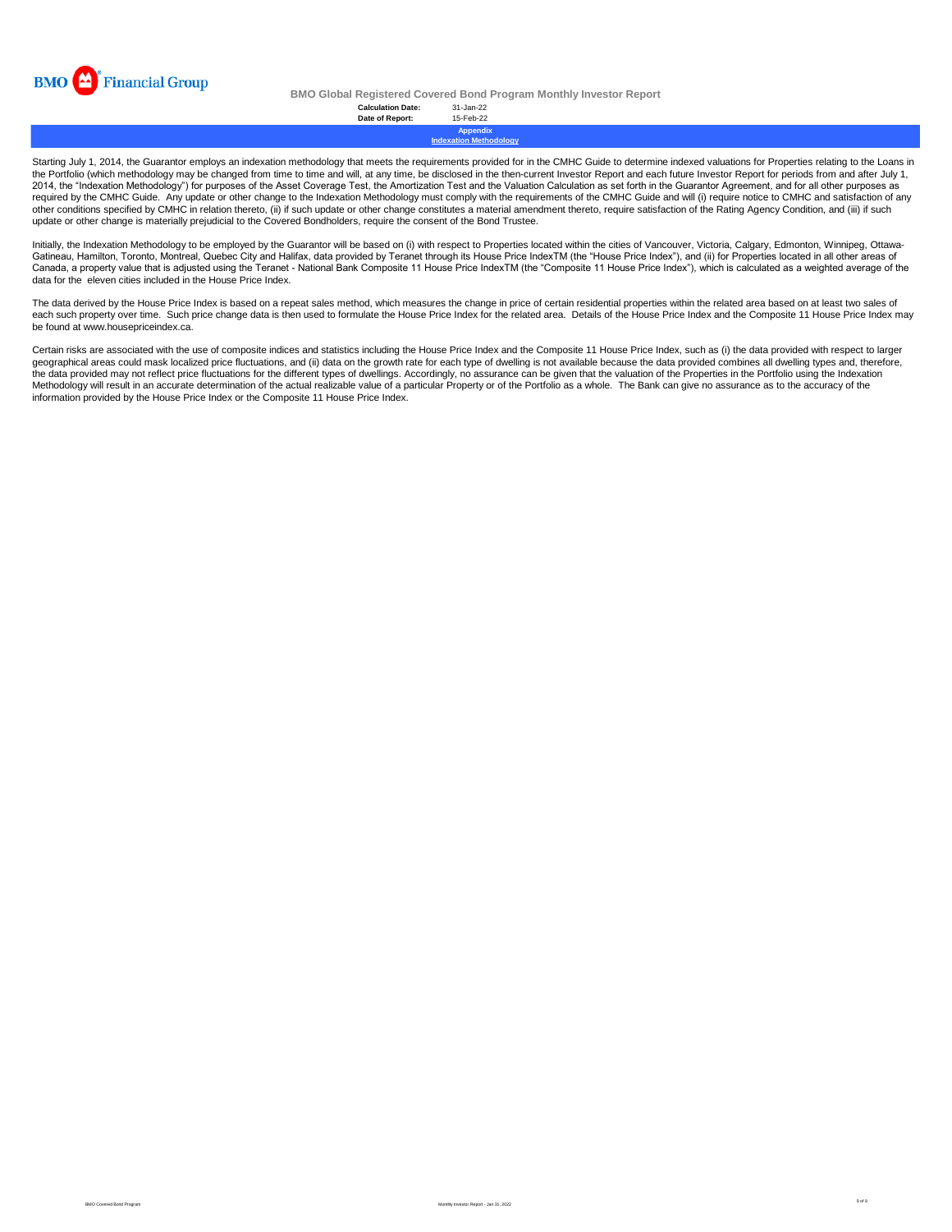**BMO Global Registered Covered Bond Program Monthly Investor Report**

| | |
|---|---|
| **Calculation Date:** | 31-Jan-22 |
| **Date of Report:** | 15-Feb-22 |

## Appendix

### Indexation Methodology

Starting July 1, 2014, the Guarantor employs an indexation methodology that meets the requirements provided for in the CMHC Guide to determine indexed valuations for Properties relating to the Loans in the Portfolio (which methodology may be changed from time to time and will, at any time, be disclosed in the then-current Investor Report and each future Investor Report for periods from and after July 1, 2014, the "Indexation Methodology") for purposes of the Asset Coverage Test, the Amortization Test and the Valuation Calculation as set forth in the Guarantor Agreement, and for all other purposes as required by the CMHC Guide. Any update or other change to the Indexation Methodology must comply with the requirements of the CMHC Guide and will (i) require notice to CMHC and satisfaction of any other conditions specified by CMHC in relation thereto, (ii) if such update or other change constitutes a material amendment thereto, require satisfaction of the Rating Agency Condition, and (iii) if such update or other change is materially prejudicial to the Covered Bondholders, require the consent of the Bond Trustee.

Initially, the Indexation Methodology to be employed by the Guarantor will be based on (i) with respect to Properties located within the cities of Vancouver, Victoria, Calgary, Edmonton, Winnipeg, Ottawa-Gatineau, Hamilton, Toronto, Montreal, Quebec City and Halifax, data provided by Teranet through its House Price IndexTM (the "House Price Index"), and (ii) for Properties located in all other areas of Canada, a property value that is adjusted using the Teranet - National Bank Composite 11 House Price IndexTM (the "Composite 11 House Price Index"), which is calculated as a weighted average of the data for the eleven cities included in the House Price Index.

The data derived by the House Price Index is based on a repeat sales method, which measures the change in price of certain residential properties within the related area based on at least two sales of each such property over time. Such price change data is then used to formulate the House Price Index for the related area. Details of the House Price Index and the Composite 11 House Price Index may be found at www.housepriceindex.ca.

Certain risks are associated with the use of composite indices and statistics including the House Price Index and the Composite 11 House Price Index, such as (i) the data provided with respect to larger geographical areas could mask localized price fluctuations, and (ii) data on the growth rate for each type of dwelling is not available because the data provided combines all dwelling types and, therefore, the data provided may not reflect price fluctuations for the different types of dwellings. Accordingly, no assurance can be given that the valuation of the Properties in the Portfolio using the Indexation Methodology will result in an accurate determination of the actual realizable value of a particular Property or of the Portfolio as a whole. The Bank can give no assurance as to the accuracy of the information provided by the House Price Index or the Composite 11 House Price Index.